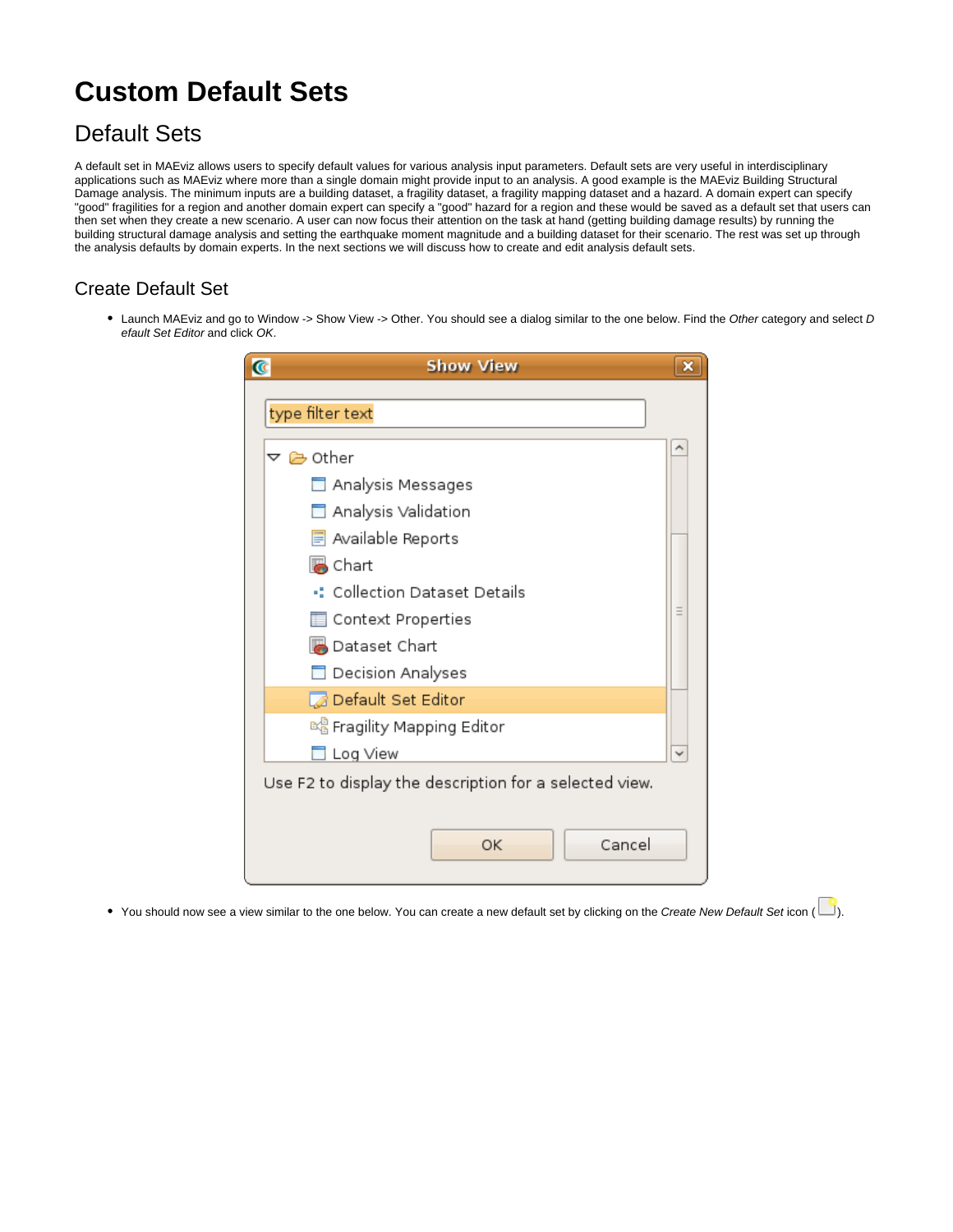# Custom Default Sets

## Default Sets

A default set in MAEviz allows users to specify default values for various analysis input parameters. Default sets are very useful in interdisciplinary applications such as MAEviz where more than a single domain might provide input to an analysis. A good example is the MAEviz Building Structural Damage analysis. The minimum inputs are a building dataset, a fragility dataset, a fragility mapping dataset and a hazard. A domain expert can specify "good" fragilities for a region and another domain expert can specify a "good" hazard for a region and these would be saved as a default set that users can then set when they create a new scenario. A user can now focus their attention on the task at hand (getting building damage results) by running the building structural damage analysis and setting the earthquake moment magnitude and a building dataset for their scenario. The rest was set up through the analysis defaults by domain experts. In the next sections we will discuss how to create and edit analysis default sets.

## Create Default Set

- Launch MAEviz and go to Window -> Show View -> Other. You should see a dialog similar to the one below. Find the *Other* category and select *Default Set Editor* and click *OK*.

- You should now see a view similar to the one below. You can create a new default set by clicking on the *Create New Default Set* icon ( ).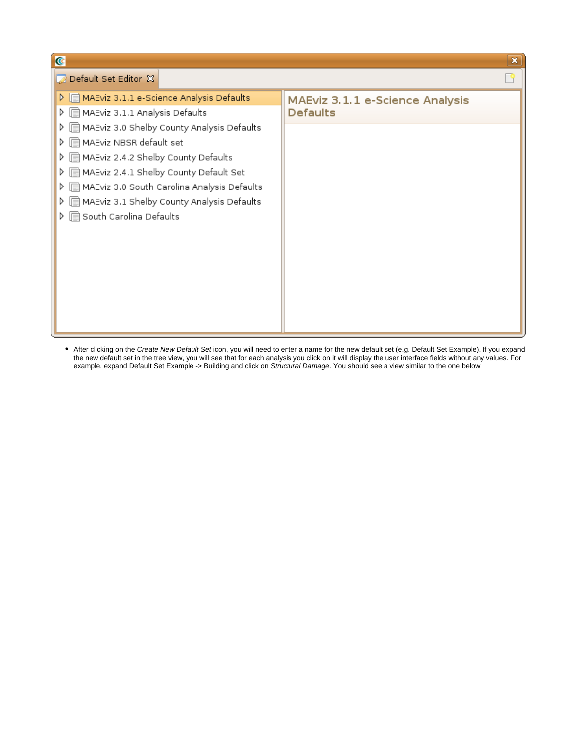- After clicking on the *Create New Default Set* icon, you will need to enter a name for the new default set (e.g. Default Set Example). If you expand the new default set in the tree view, you will see that for each analysis you click on it will display the user interface fields without any values. For example, expand Default Set Example -> Building and click on *Structural Damage*. You should see a view similar to the one below.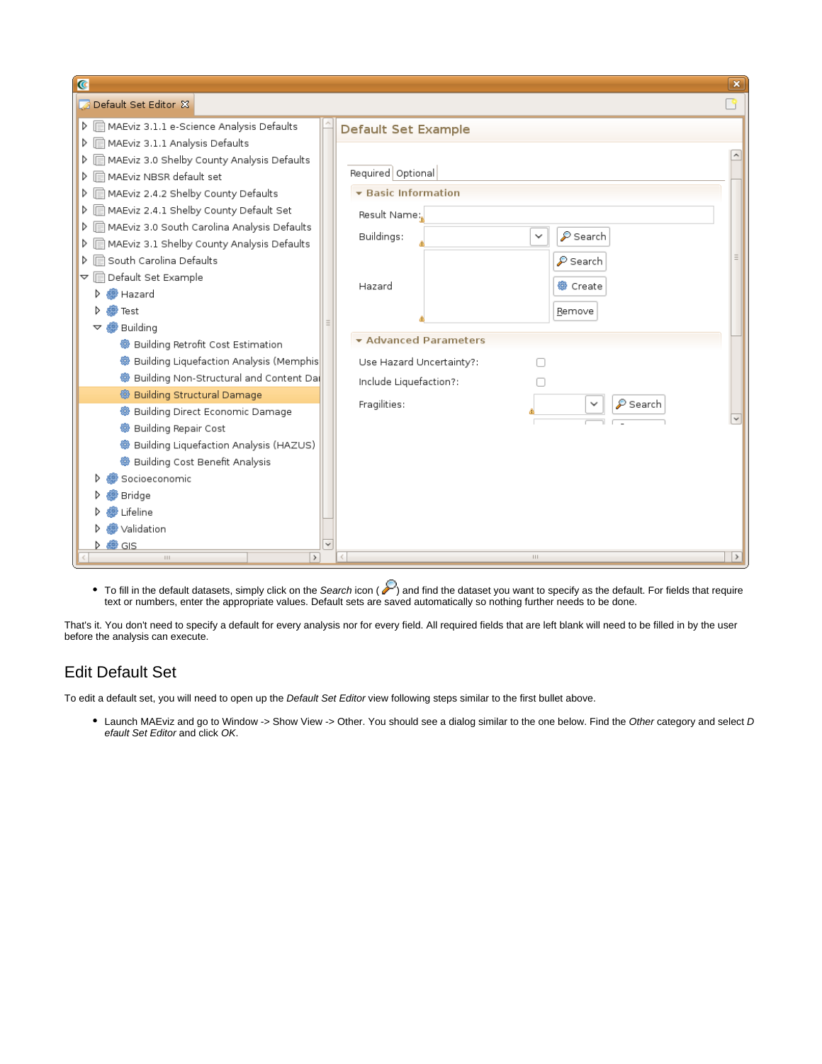- To fill in the default datasets, simply click on the *Search* icon ( ) and find the dataset you want to specify as the default. For fields that require text or numbers, enter the appropriate values. Default sets are saved automatically so nothing further needs to be done.

That's it. You don't need to specify a default for every analysis nor for every field. All required fields that are left blank will need to be filled in by the user before the analysis can execute.

## Edit Default Set

To edit a default set, you will need to open up the *Default Set Editor* view following steps similar to the first bullet above.

- Launch MAEviz and go to Window -> Show View -> Other. You should see a dialog similar to the one below. Find the *Other* category and select *Default Set Editor* and click *OK*.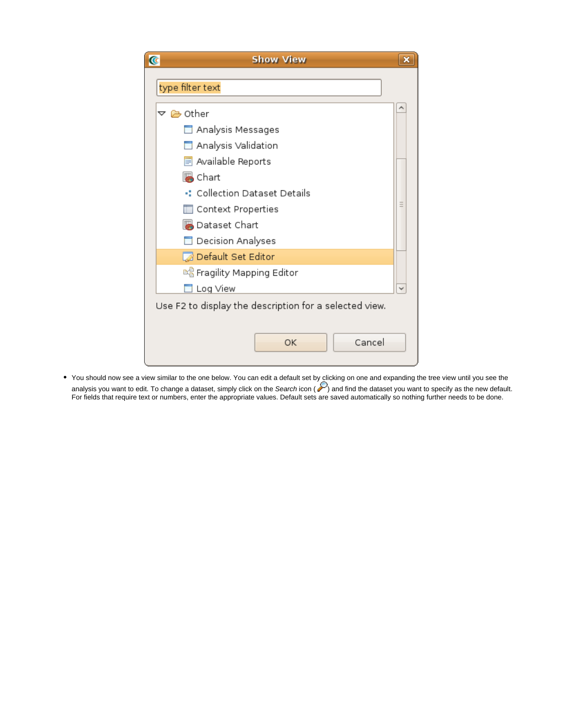- You should now see a view similar to the one below. You can edit a default set by clicking on one and expanding the tree view until you see the analysis you want to edit. To change a dataset, simply click on the *Search* icon ( ) and find the dataset you want to specify as the new default. For fields that require text or numbers, enter the appropriate values. Default sets are saved automatically so nothing further needs to be done.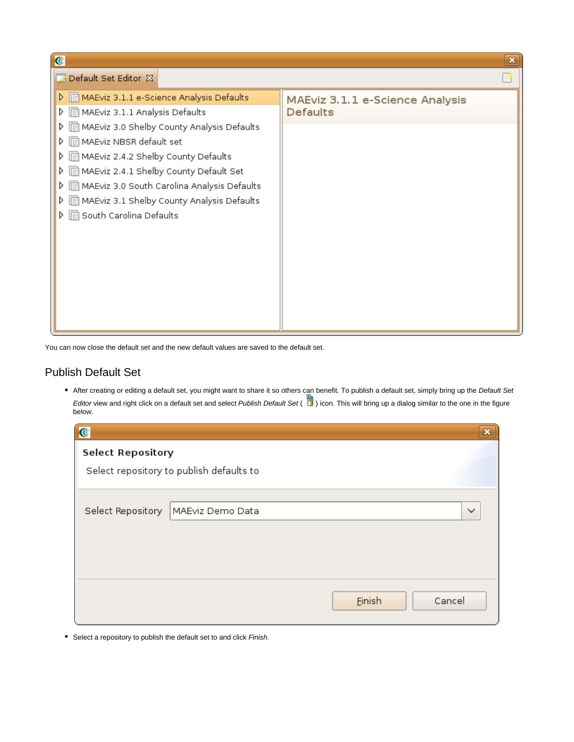You can now close the default set and the new default values are saved to the default set.

## Publish Default Set

- After creating or editing a default set, you might want to share it so others can benefit. To publish a default set, simply bring up the *Default Set Editor* view and right click on a default set and select *Publish Default Set* ( ) icon. This will bring up a dialog similar to the one in the figure below.

- Select a repository to publish the default set to and click *Finish*.